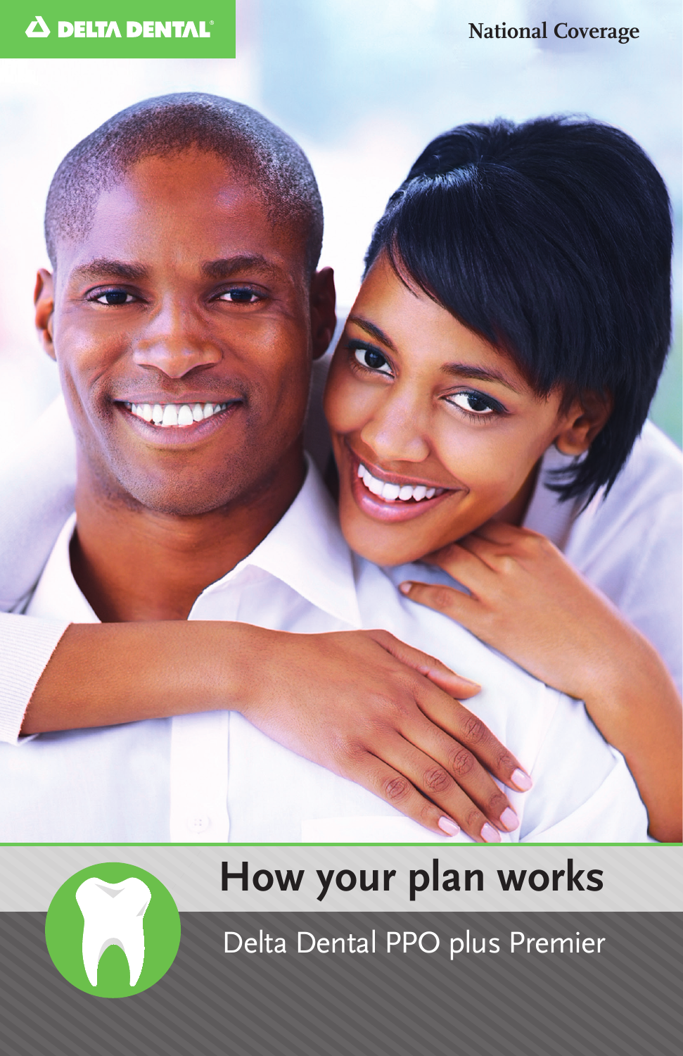DELTA DENTAL®

National Coverage

# How your plan works

Delta Dental PPO plus Premier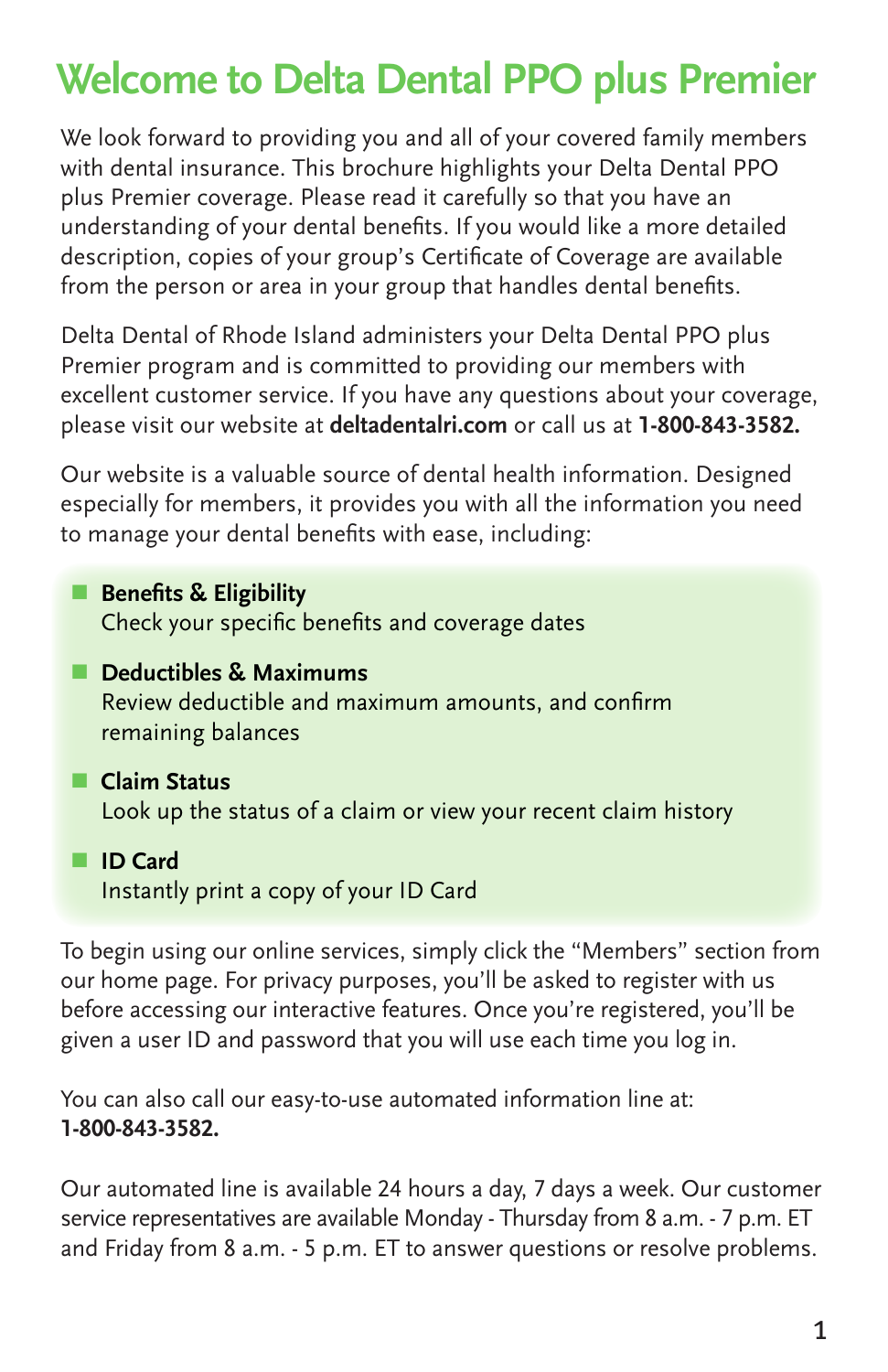# Welcome to Delta Dental PPO plus Premier

We look forward to providing you and all of your covered family members with dental insurance. This brochure highlights your Delta Dental PPO plus Premier coverage. Please read it carefully so that you have an understanding of your dental benefits. If you would like a more detailed description, copies of your group's Certificate of Coverage are available from the person or area in your group that handles dental benefits.

Delta Dental of Rhode Island administers your Delta Dental PPO plus Premier program and is committed to providing our members with excellent customer service. If you have any questions about your coverage, please visit our website at **deltadentalri.com** or call us at **1-800-843-3582.**

Our website is a valuable source of dental health information. Designed especially for members, it provides you with all the information you need to manage your dental benefits with ease, including:

- **Benefits & Eligibility**
  Check your specific benefits and coverage dates
- **Deductibles & Maximums**
  Review deductible and maximum amounts, and confirm remaining balances
- **Claim Status**
  Look up the status of a claim or view your recent claim history
- **ID Card**
  Instantly print a copy of your ID Card

To begin using our online services, simply click the "Members" section from our home page. For privacy purposes, you'll be asked to register with us before accessing our interactive features. Once you're registered, you'll be given a user ID and password that you will use each time you log in.

You can also call our easy-to-use automated information line at:
**1-800-843-3582.**

Our automated line is available 24 hours a day, 7 days a week. Our customer service representatives are available Monday - Thursday from 8 a.m. - 7 p.m. ET and Friday from 8 a.m. - 5 p.m. ET to answer questions or resolve problems.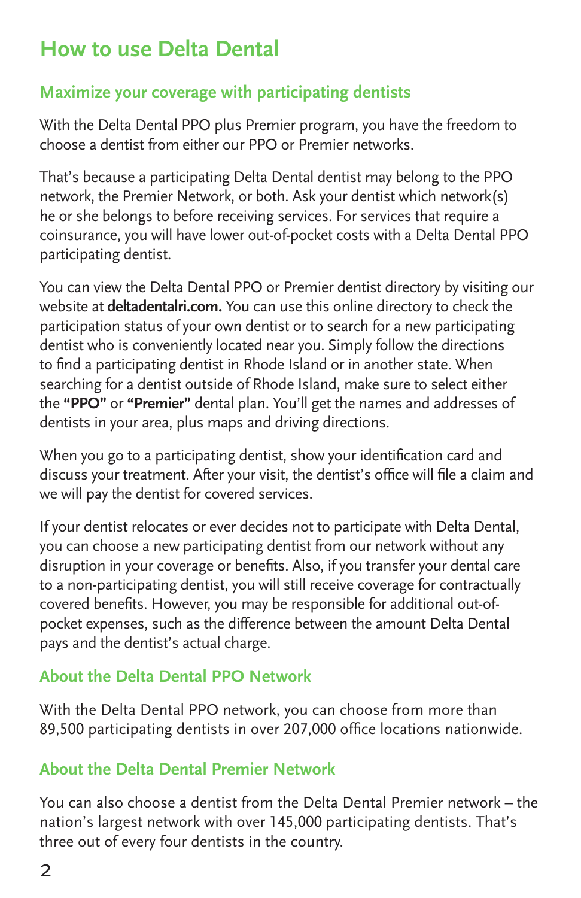# How to use Delta Dental

## Maximize your coverage with participating dentists

With the Delta Dental PPO plus Premier program, you have the freedom to choose a dentist from either our PPO or Premier networks.

That's because a participating Delta Dental dentist may belong to the PPO network, the Premier Network, or both. Ask your dentist which network(s) he or she belongs to before receiving services. For services that require a coinsurance, you will have lower out-of-pocket costs with a Delta Dental PPO participating dentist.

You can view the Delta Dental PPO or Premier dentist directory by visiting our website at **deltadentalri.com.** You can use this online directory to check the participation status of your own dentist or to search for a new participating dentist who is conveniently located near you. Simply follow the directions to find a participating dentist in Rhode Island or in another state. When searching for a dentist outside of Rhode Island, make sure to select either the **"PPO"** or **"Premier"** dental plan. You'll get the names and addresses of dentists in your area, plus maps and driving directions.

When you go to a participating dentist, show your identification card and discuss your treatment. After your visit, the dentist's office will file a claim and we will pay the dentist for covered services.

If your dentist relocates or ever decides not to participate with Delta Dental, you can choose a new participating dentist from our network without any disruption in your coverage or benefits. Also, if you transfer your dental care to a non-participating dentist, you will still receive coverage for contractually covered benefits. However, you may be responsible for additional out-of-pocket expenses, such as the difference between the amount Delta Dental pays and the dentist's actual charge.

## About the Delta Dental PPO Network

With the Delta Dental PPO network, you can choose from more than 89,500 participating dentists in over 207,000 office locations nationwide.

## About the Delta Dental Premier Network

You can also choose a dentist from the Delta Dental Premier network – the nation's largest network with over 145,000 participating dentists. That's three out of every four dentists in the country.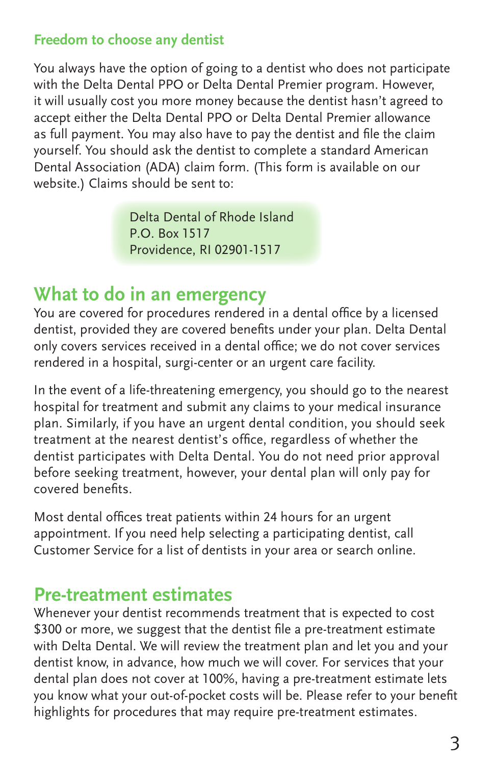### Freedom to choose any dentist

You always have the option of going to a dentist who does not participate with the Delta Dental PPO or Delta Dental Premier program. However, it will usually cost you more money because the dentist hasn't agreed to accept either the Delta Dental PPO or Delta Dental Premier allowance as full payment. You may also have to pay the dentist and file the claim yourself. You should ask the dentist to complete a standard American Dental Association (ADA) claim form. (This form is available on our website.) Claims should be sent to:

> Delta Dental of Rhode Island
> P.O. Box 1517
> Providence, RI 02901-1517

## What to do in an emergency

You are covered for procedures rendered in a dental office by a licensed dentist, provided they are covered benefits under your plan. Delta Dental only covers services received in a dental office; we do not cover services rendered in a hospital, surgi-center or an urgent care facility.

In the event of a life-threatening emergency, you should go to the nearest hospital for treatment and submit any claims to your medical insurance plan. Similarly, if you have an urgent dental condition, you should seek treatment at the nearest dentist's office, regardless of whether the dentist participates with Delta Dental. You do not need prior approval before seeking treatment, however, your dental plan will only pay for covered benefits.

Most dental offices treat patients within 24 hours for an urgent appointment. If you need help selecting a participating dentist, call Customer Service for a list of dentists in your area or search online.

## Pre-treatment estimates

Whenever your dentist recommends treatment that is expected to cost $300 or more, we suggest that the dentist file a pre-treatment estimate with Delta Dental. We will review the treatment plan and let you and your dentist know, in advance, how much we will cover. For services that your dental plan does not cover at 100%, having a pre-treatment estimate lets you know what your out-of-pocket costs will be. Please refer to your benefit highlights for procedures that may require pre-treatment estimates.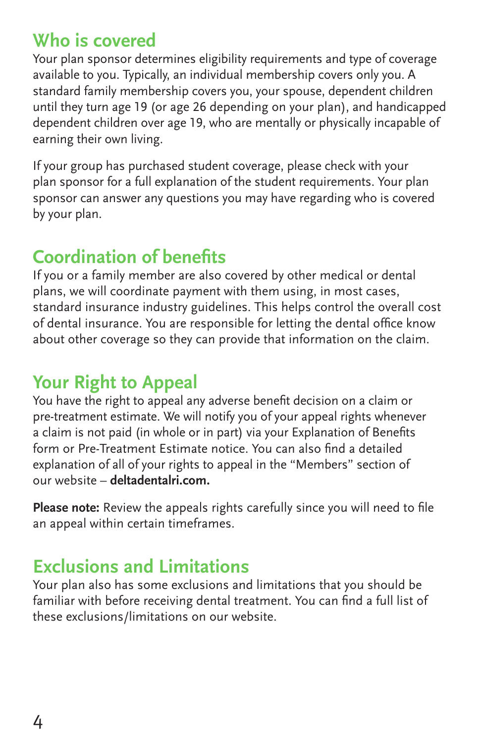## Who is covered

Your plan sponsor determines eligibility requirements and type of coverage available to you. Typically, an individual membership covers only you. A standard family membership covers you, your spouse, dependent children until they turn age 19 (or age 26 depending on your plan), and handicapped dependent children over age 19, who are mentally or physically incapable of earning their own living.

If your group has purchased student coverage, please check with your plan sponsor for a full explanation of the student requirements. Your plan sponsor can answer any questions you may have regarding who is covered by your plan.

## Coordination of benefits

If you or a family member are also covered by other medical or dental plans, we will coordinate payment with them using, in most cases, standard insurance industry guidelines. This helps control the overall cost of dental insurance. You are responsible for letting the dental office know about other coverage so they can provide that information on the claim.

## Your Right to Appeal

You have the right to appeal any adverse benefit decision on a claim or pre-treatment estimate. We will notify you of your appeal rights whenever a claim is not paid (in whole or in part) via your Explanation of Benefits form or Pre-Treatment Estimate notice. You can also find a detailed explanation of all of your rights to appeal in the "Members" section of our website – **deltadentalri.com.**

**Please note:** Review the appeals rights carefully since you will need to file an appeal within certain timeframes.

## Exclusions and Limitations

Your plan also has some exclusions and limitations that you should be familiar with before receiving dental treatment. You can find a full list of these exclusions/limitations on our website.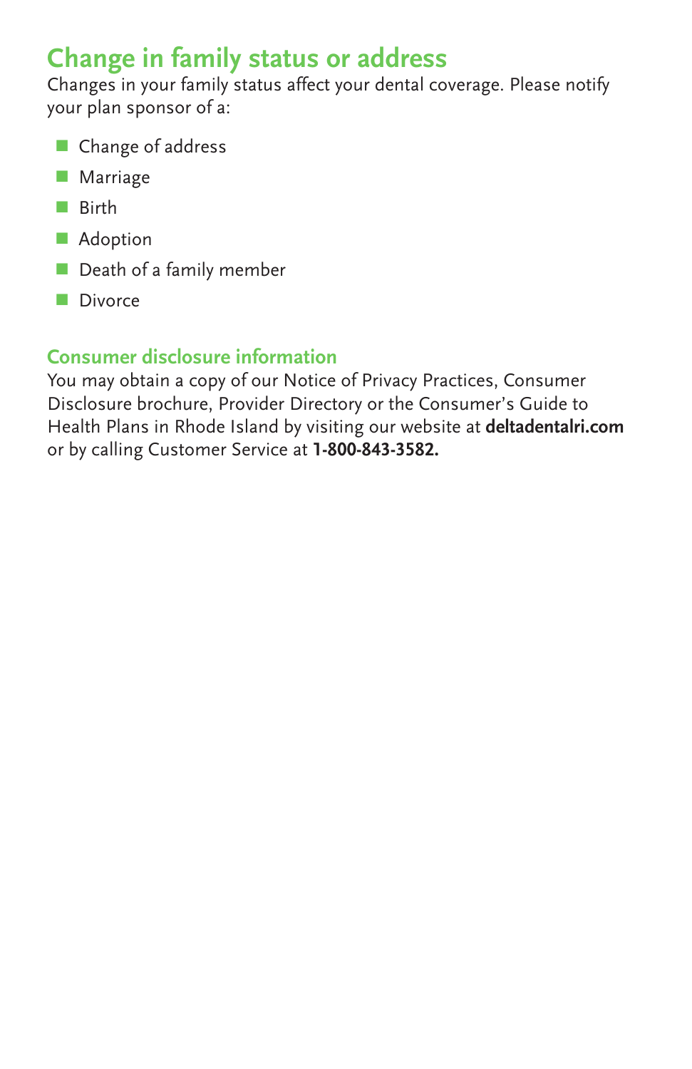## Change in family status or address

Changes in your family status affect your dental coverage. Please notify your plan sponsor of a:

- Change of address
- Marriage
- Birth
- Adoption
- Death of a family member
- Divorce

### Consumer disclosure information

You may obtain a copy of our Notice of Privacy Practices, Consumer Disclosure brochure, Provider Directory or the Consumer's Guide to Health Plans in Rhode Island by visiting our website at **deltadentalri.com** or by calling Customer Service at **1-800-843-3582.**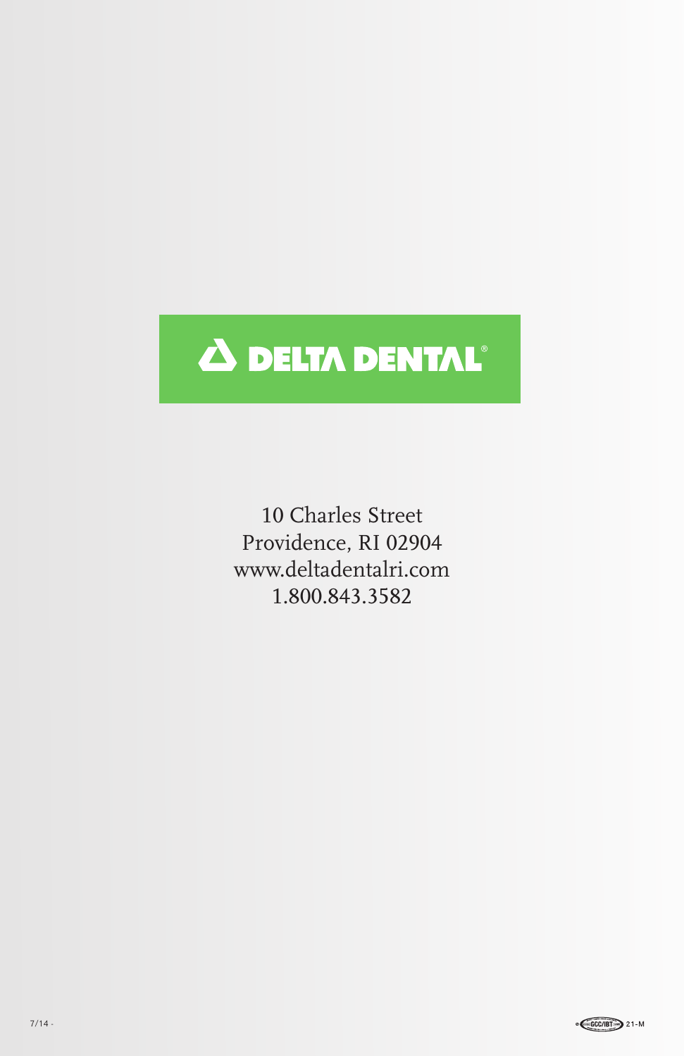DELTA DENTAL®

10 Charles Street
Providence, RI 02904
www.deltadentalri.com
1.800.843.3582

7/14 -

GCC/IBT 21-M